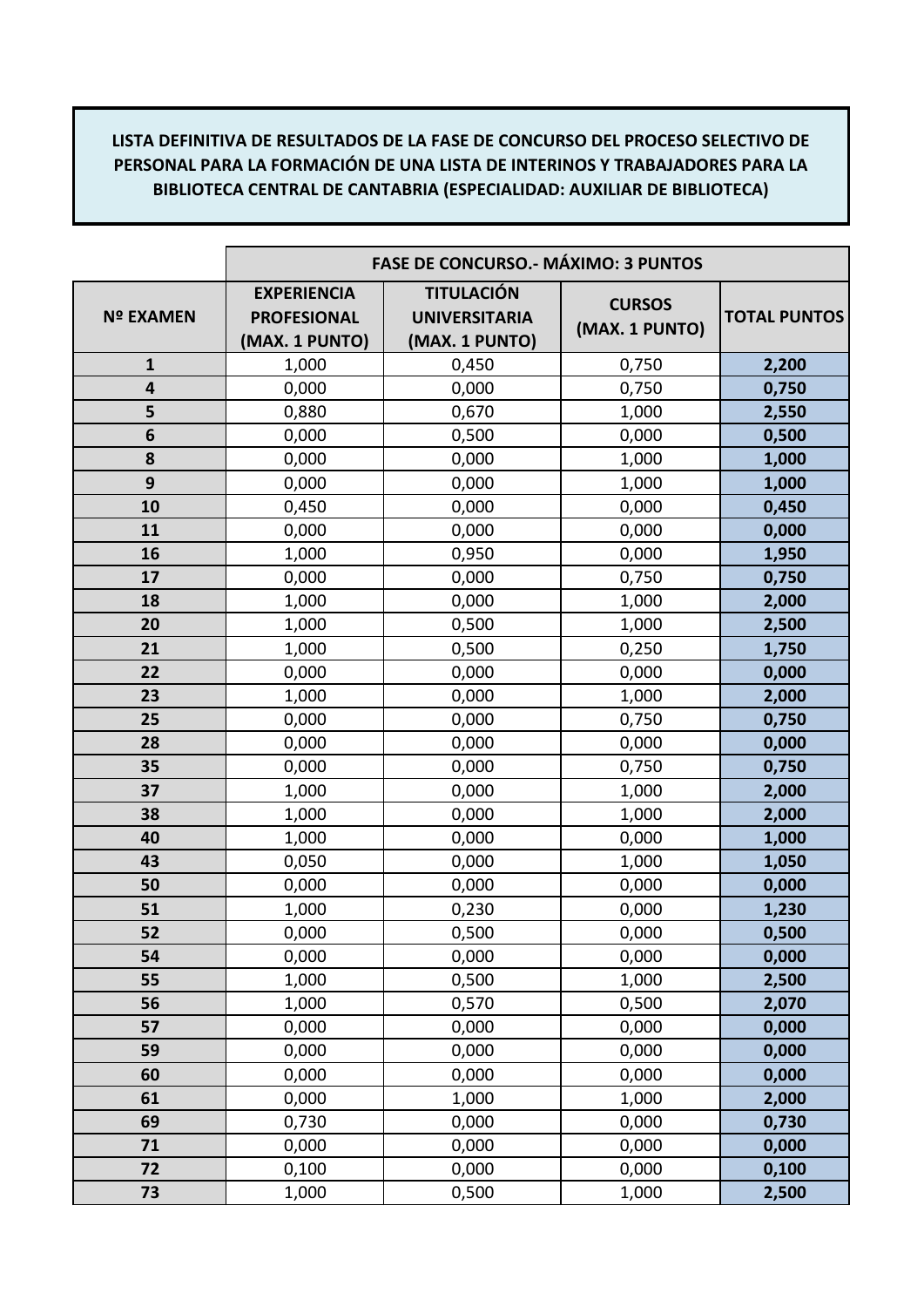**LISTA DEFINITIVA DE RESULTADOS DE LA FASE DE CONCURSO DEL PROCESO SELECTIVO DE PERSONAL PARA LA FORMACIÓN DE UNA LISTA DE INTERINOS Y TRABAJADORES PARA LA BIBLIOTECA CENTRAL DE CANTABRIA (ESPECIALIDAD: AUXILIAR DE BIBLIOTECA)**

| | FASE DE CONCURSO.- MÁXIMO: 3 PUNTOS | | | |
|---|---|---|---|---|
| **Nº EXAMEN** | **EXPERIENCIA PROFESIONAL (MAX. 1 PUNTO)** | **TITULACIÓN UNIVERSITARIA (MAX. 1 PUNTO)** | **CURSOS (MAX. 1 PUNTO)** | **TOTAL PUNTOS** |
| **1** | 1,000 | 0,450 | 0,750 | **2,200** |
| **4** | 0,000 | 0,000 | 0,750 | **0,750** |
| **5** | 0,880 | 0,670 | 1,000 | **2,550** |
| **6** | 0,000 | 0,500 | 0,000 | **0,500** |
| **8** | 0,000 | 0,000 | 1,000 | **1,000** |
| **9** | 0,000 | 0,000 | 1,000 | **1,000** |
| **10** | 0,450 | 0,000 | 0,000 | **0,450** |
| **11** | 0,000 | 0,000 | 0,000 | **0,000** |
| **16** | 1,000 | 0,950 | 0,000 | **1,950** |
| **17** | 0,000 | 0,000 | 0,750 | **0,750** |
| **18** | 1,000 | 0,000 | 1,000 | **2,000** |
| **20** | 1,000 | 0,500 | 1,000 | **2,500** |
| **21** | 1,000 | 0,500 | 0,250 | **1,750** |
| **22** | 0,000 | 0,000 | 0,000 | **0,000** |
| **23** | 1,000 | 0,000 | 1,000 | **2,000** |
| **25** | 0,000 | 0,000 | 0,750 | **0,750** |
| **28** | 0,000 | 0,000 | 0,000 | **0,000** |
| **35** | 0,000 | 0,000 | 0,750 | **0,750** |
| **37** | 1,000 | 0,000 | 1,000 | **2,000** |
| **38** | 1,000 | 0,000 | 1,000 | **2,000** |
| **40** | 1,000 | 0,000 | 0,000 | **1,000** |
| **43** | 0,050 | 0,000 | 1,000 | **1,050** |
| **50** | 0,000 | 0,000 | 0,000 | **0,000** |
| **51** | 1,000 | 0,230 | 0,000 | **1,230** |
| **52** | 0,000 | 0,500 | 0,000 | **0,500** |
| **54** | 0,000 | 0,000 | 0,000 | **0,000** |
| **55** | 1,000 | 0,500 | 1,000 | **2,500** |
| **56** | 1,000 | 0,570 | 0,500 | **2,070** |
| **57** | 0,000 | 0,000 | 0,000 | **0,000** |
| **59** | 0,000 | 0,000 | 0,000 | **0,000** |
| **60** | 0,000 | 0,000 | 0,000 | **0,000** |
| **61** | 0,000 | 1,000 | 1,000 | **2,000** |
| **69** | 0,730 | 0,000 | 0,000 | **0,730** |
| **71** | 0,000 | 0,000 | 0,000 | **0,000** |
| **72** | 0,100 | 0,000 | 0,000 | **0,100** |
| **73** | 1,000 | 0,500 | 1,000 | **2,500** |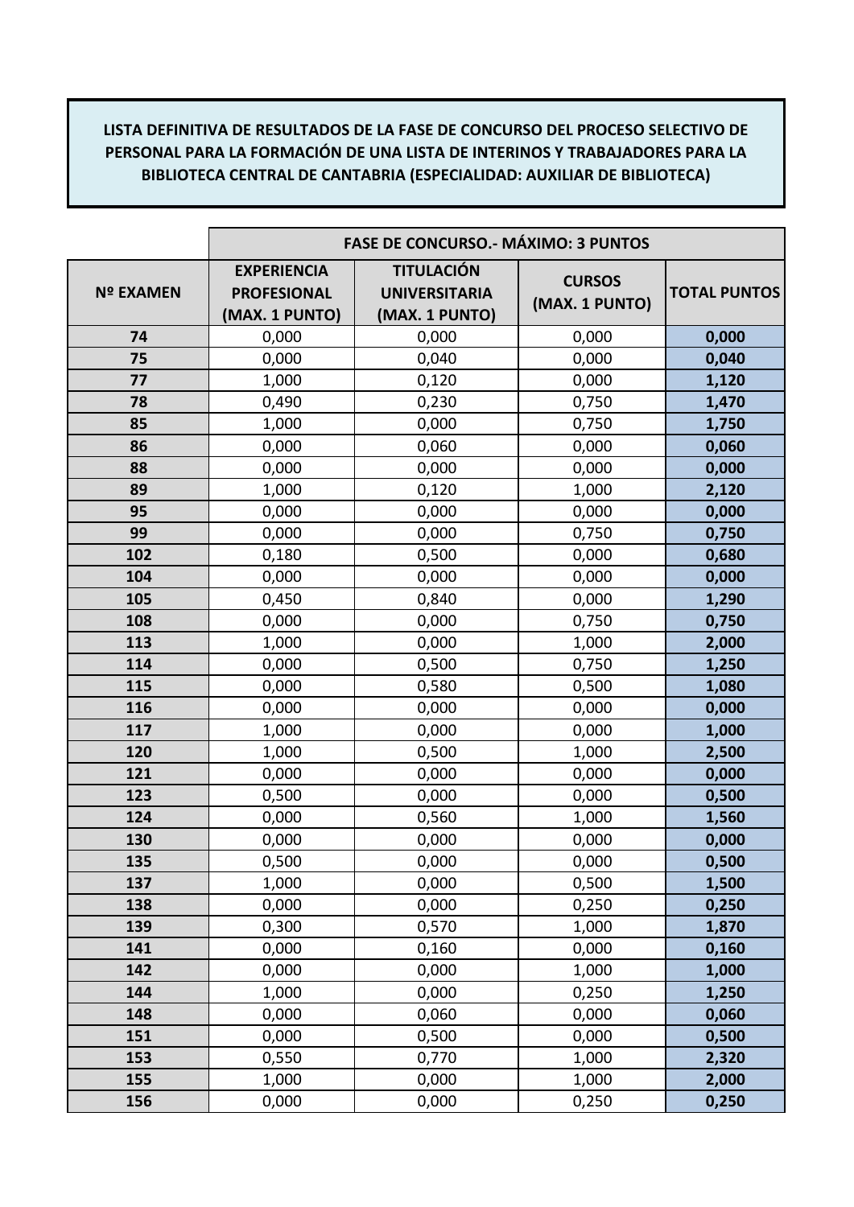**LISTA DEFINITIVA DE RESULTADOS DE LA FASE DE CONCURSO DEL PROCESO SELECTIVO DE PERSONAL PARA LA FORMACIÓN DE UNA LISTA DE INTERINOS Y TRABAJADORES PARA LA BIBLIOTECA CENTRAL DE CANTABRIA (ESPECIALIDAD: AUXILIAR DE BIBLIOTECA)**

| | FASE DE CONCURSO.- MÁXIMO: 3 PUNTOS | | | |
|---|---|---|---|---|
| **Nº EXAMEN** | **EXPERIENCIA PROFESIONAL (MAX. 1 PUNTO)** | **TITULACIÓN UNIVERSITARIA (MAX. 1 PUNTO)** | **CURSOS (MAX. 1 PUNTO)** | **TOTAL PUNTOS** |
| 74 | 0,000 | 0,000 | 0,000 | **0,000** |
| 75 | 0,000 | 0,040 | 0,000 | **0,040** |
| 77 | 1,000 | 0,120 | 0,000 | **1,120** |
| 78 | 0,490 | 0,230 | 0,750 | **1,470** |
| 85 | 1,000 | 0,000 | 0,750 | **1,750** |
| 86 | 0,000 | 0,060 | 0,000 | **0,060** |
| 88 | 0,000 | 0,000 | 0,000 | **0,000** |
| 89 | 1,000 | 0,120 | 1,000 | **2,120** |
| 95 | 0,000 | 0,000 | 0,000 | **0,000** |
| 99 | 0,000 | 0,000 | 0,750 | **0,750** |
| 102 | 0,180 | 0,500 | 0,000 | **0,680** |
| 104 | 0,000 | 0,000 | 0,000 | **0,000** |
| 105 | 0,450 | 0,840 | 0,000 | **1,290** |
| 108 | 0,000 | 0,000 | 0,750 | **0,750** |
| 113 | 1,000 | 0,000 | 1,000 | **2,000** |
| 114 | 0,000 | 0,500 | 0,750 | **1,250** |
| 115 | 0,000 | 0,580 | 0,500 | **1,080** |
| 116 | 0,000 | 0,000 | 0,000 | **0,000** |
| 117 | 1,000 | 0,000 | 0,000 | **1,000** |
| 120 | 1,000 | 0,500 | 1,000 | **2,500** |
| 121 | 0,000 | 0,000 | 0,000 | **0,000** |
| 123 | 0,500 | 0,000 | 0,000 | **0,500** |
| 124 | 0,000 | 0,560 | 1,000 | **1,560** |
| 130 | 0,000 | 0,000 | 0,000 | **0,000** |
| 135 | 0,500 | 0,000 | 0,000 | **0,500** |
| 137 | 1,000 | 0,000 | 0,500 | **1,500** |
| 138 | 0,000 | 0,000 | 0,250 | **0,250** |
| 139 | 0,300 | 0,570 | 1,000 | **1,870** |
| 141 | 0,000 | 0,160 | 0,000 | **0,160** |
| 142 | 0,000 | 0,000 | 1,000 | **1,000** |
| 144 | 1,000 | 0,000 | 0,250 | **1,250** |
| 148 | 0,000 | 0,060 | 0,000 | **0,060** |
| 151 | 0,000 | 0,500 | 0,000 | **0,500** |
| 153 | 0,550 | 0,770 | 1,000 | **2,320** |
| 155 | 1,000 | 0,000 | 1,000 | **2,000** |
| 156 | 0,000 | 0,000 | 0,250 | **0,250** |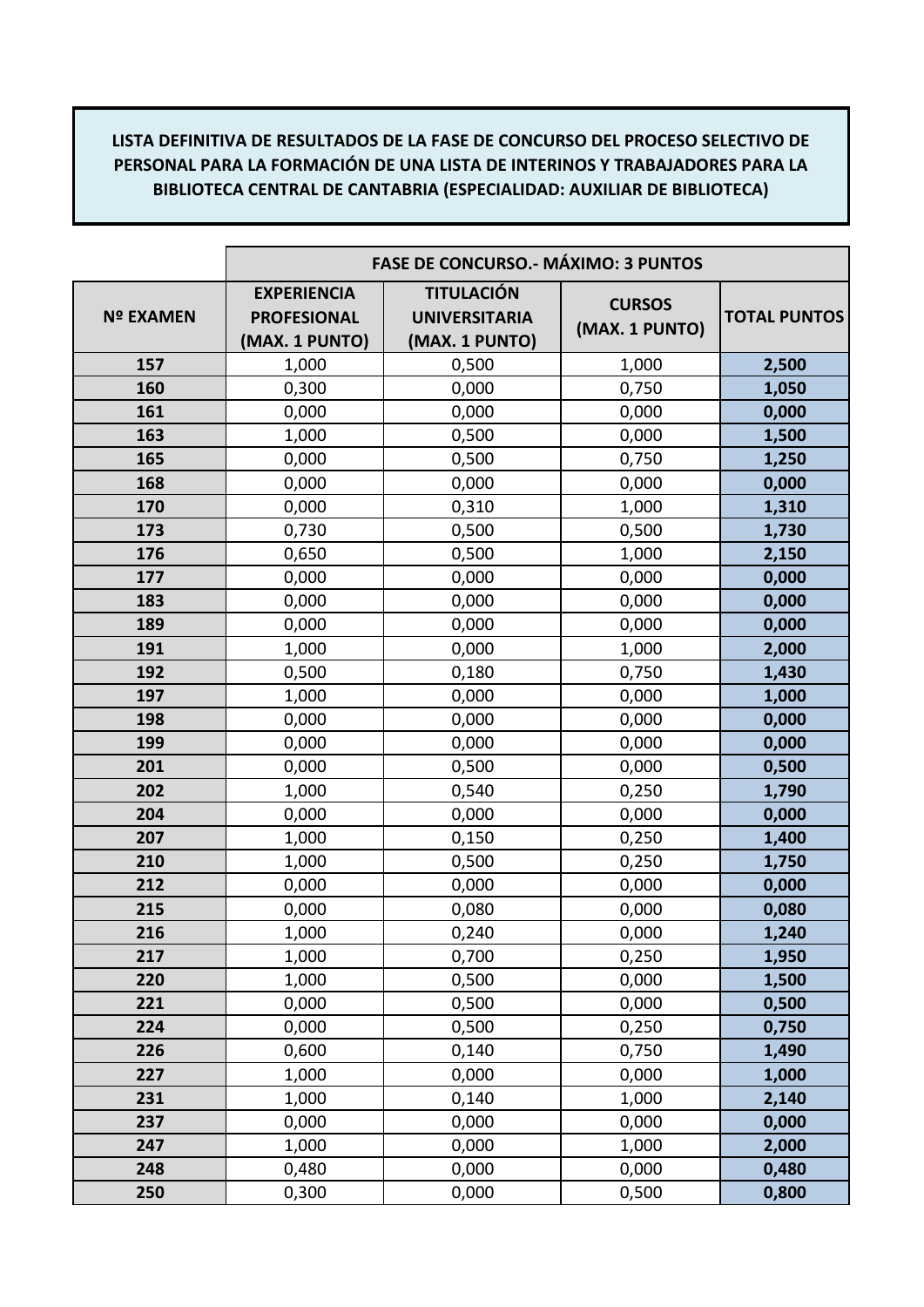**LISTA DEFINITIVA DE RESULTADOS DE LA FASE DE CONCURSO DEL PROCESO SELECTIVO DE PERSONAL PARA LA FORMACIÓN DE UNA LISTA DE INTERINOS Y TRABAJADORES PARA LA BIBLIOTECA CENTRAL DE CANTABRIA (ESPECIALIDAD: AUXILIAR DE BIBLIOTECA)**

| | FASE DE CONCURSO.- MÁXIMO: 3 PUNTOS | | | |
|---|---|---|---|---|
| **Nº EXAMEN** | **EXPERIENCIA PROFESIONAL (MAX. 1 PUNTO)** | **TITULACIÓN UNIVERSITARIA (MAX. 1 PUNTO)** | **CURSOS (MAX. 1 PUNTO)** | **TOTAL PUNTOS** |
| **157** | 1,000 | 0,500 | 1,000 | **2,500** |
| **160** | 0,300 | 0,000 | 0,750 | **1,050** |
| **161** | 0,000 | 0,000 | 0,000 | **0,000** |
| **163** | 1,000 | 0,500 | 0,000 | **1,500** |
| **165** | 0,000 | 0,500 | 0,750 | **1,250** |
| **168** | 0,000 | 0,000 | 0,000 | **0,000** |
| **170** | 0,000 | 0,310 | 1,000 | **1,310** |
| **173** | 0,730 | 0,500 | 0,500 | **1,730** |
| **176** | 0,650 | 0,500 | 1,000 | **2,150** |
| **177** | 0,000 | 0,000 | 0,000 | **0,000** |
| **183** | 0,000 | 0,000 | 0,000 | **0,000** |
| **189** | 0,000 | 0,000 | 0,000 | **0,000** |
| **191** | 1,000 | 0,000 | 1,000 | **2,000** |
| **192** | 0,500 | 0,180 | 0,750 | **1,430** |
| **197** | 1,000 | 0,000 | 0,000 | **1,000** |
| **198** | 0,000 | 0,000 | 0,000 | **0,000** |
| **199** | 0,000 | 0,000 | 0,000 | **0,000** |
| **201** | 0,000 | 0,500 | 0,000 | **0,500** |
| **202** | 1,000 | 0,540 | 0,250 | **1,790** |
| **204** | 0,000 | 0,000 | 0,000 | **0,000** |
| **207** | 1,000 | 0,150 | 0,250 | **1,400** |
| **210** | 1,000 | 0,500 | 0,250 | **1,750** |
| **212** | 0,000 | 0,000 | 0,000 | **0,000** |
| **215** | 0,000 | 0,080 | 0,000 | **0,080** |
| **216** | 1,000 | 0,240 | 0,000 | **1,240** |
| **217** | 1,000 | 0,700 | 0,250 | **1,950** |
| **220** | 1,000 | 0,500 | 0,000 | **1,500** |
| **221** | 0,000 | 0,500 | 0,000 | **0,500** |
| **224** | 0,000 | 0,500 | 0,250 | **0,750** |
| **226** | 0,600 | 0,140 | 0,750 | **1,490** |
| **227** | 1,000 | 0,000 | 0,000 | **1,000** |
| **231** | 1,000 | 0,140 | 1,000 | **2,140** |
| **237** | 0,000 | 0,000 | 0,000 | **0,000** |
| **247** | 1,000 | 0,000 | 1,000 | **2,000** |
| **248** | 0,480 | 0,000 | 0,000 | **0,480** |
| **250** | 0,300 | 0,000 | 0,500 | **0,800** |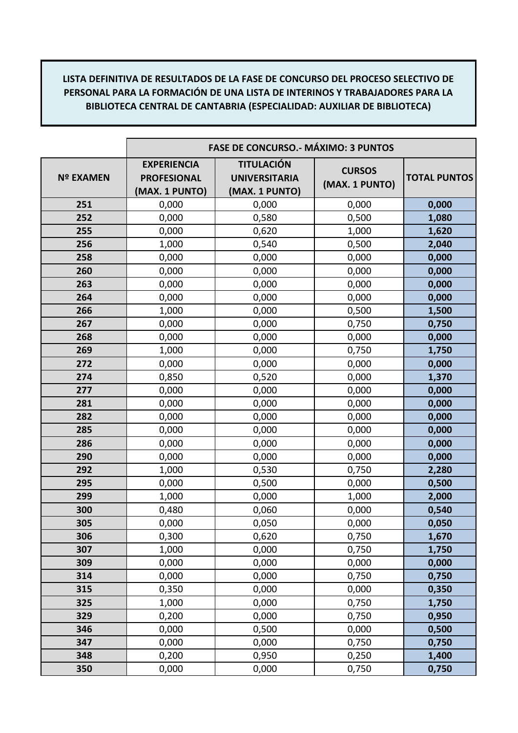**LISTA DEFINITIVA DE RESULTADOS DE LA FASE DE CONCURSO DEL PROCESO SELECTIVO DE PERSONAL PARA LA FORMACIÓN DE UNA LISTA DE INTERINOS Y TRABAJADORES PARA LA BIBLIOTECA CENTRAL DE CANTABRIA (ESPECIALIDAD: AUXILIAR DE BIBLIOTECA)**

| | FASE DE CONCURSO.- MÁXIMO: 3 PUNTOS | | | |
|---|---|---|---|---|
| **Nº EXAMEN** | **EXPERIENCIA PROFESIONAL (MAX. 1 PUNTO)** | **TITULACIÓN UNIVERSITARIA (MAX. 1 PUNTO)** | **CURSOS (MAX. 1 PUNTO)** | **TOTAL PUNTOS** |
| **251** | 0,000 | 0,000 | 0,000 | **0,000** |
| **252** | 0,000 | 0,580 | 0,500 | **1,080** |
| **255** | 0,000 | 0,620 | 1,000 | **1,620** |
| **256** | 1,000 | 0,540 | 0,500 | **2,040** |
| **258** | 0,000 | 0,000 | 0,000 | **0,000** |
| **260** | 0,000 | 0,000 | 0,000 | **0,000** |
| **263** | 0,000 | 0,000 | 0,000 | **0,000** |
| **264** | 0,000 | 0,000 | 0,000 | **0,000** |
| **266** | 1,000 | 0,000 | 0,500 | **1,500** |
| **267** | 0,000 | 0,000 | 0,750 | **0,750** |
| **268** | 0,000 | 0,000 | 0,000 | **0,000** |
| **269** | 1,000 | 0,000 | 0,750 | **1,750** |
| **272** | 0,000 | 0,000 | 0,000 | **0,000** |
| **274** | 0,850 | 0,520 | 0,000 | **1,370** |
| **277** | 0,000 | 0,000 | 0,000 | **0,000** |
| **281** | 0,000 | 0,000 | 0,000 | **0,000** |
| **282** | 0,000 | 0,000 | 0,000 | **0,000** |
| **285** | 0,000 | 0,000 | 0,000 | **0,000** |
| **286** | 0,000 | 0,000 | 0,000 | **0,000** |
| **290** | 0,000 | 0,000 | 0,000 | **0,000** |
| **292** | 1,000 | 0,530 | 0,750 | **2,280** |
| **295** | 0,000 | 0,500 | 0,000 | **0,500** |
| **299** | 1,000 | 0,000 | 1,000 | **2,000** |
| **300** | 0,480 | 0,060 | 0,000 | **0,540** |
| **305** | 0,000 | 0,050 | 0,000 | **0,050** |
| **306** | 0,300 | 0,620 | 0,750 | **1,670** |
| **307** | 1,000 | 0,000 | 0,750 | **1,750** |
| **309** | 0,000 | 0,000 | 0,000 | **0,000** |
| **314** | 0,000 | 0,000 | 0,750 | **0,750** |
| **315** | 0,350 | 0,000 | 0,000 | **0,350** |
| **325** | 1,000 | 0,000 | 0,750 | **1,750** |
| **329** | 0,200 | 0,000 | 0,750 | **0,950** |
| **346** | 0,000 | 0,500 | 0,000 | **0,500** |
| **347** | 0,000 | 0,000 | 0,750 | **0,750** |
| **348** | 0,200 | 0,950 | 0,250 | **1,400** |
| **350** | 0,000 | 0,000 | 0,750 | **0,750** |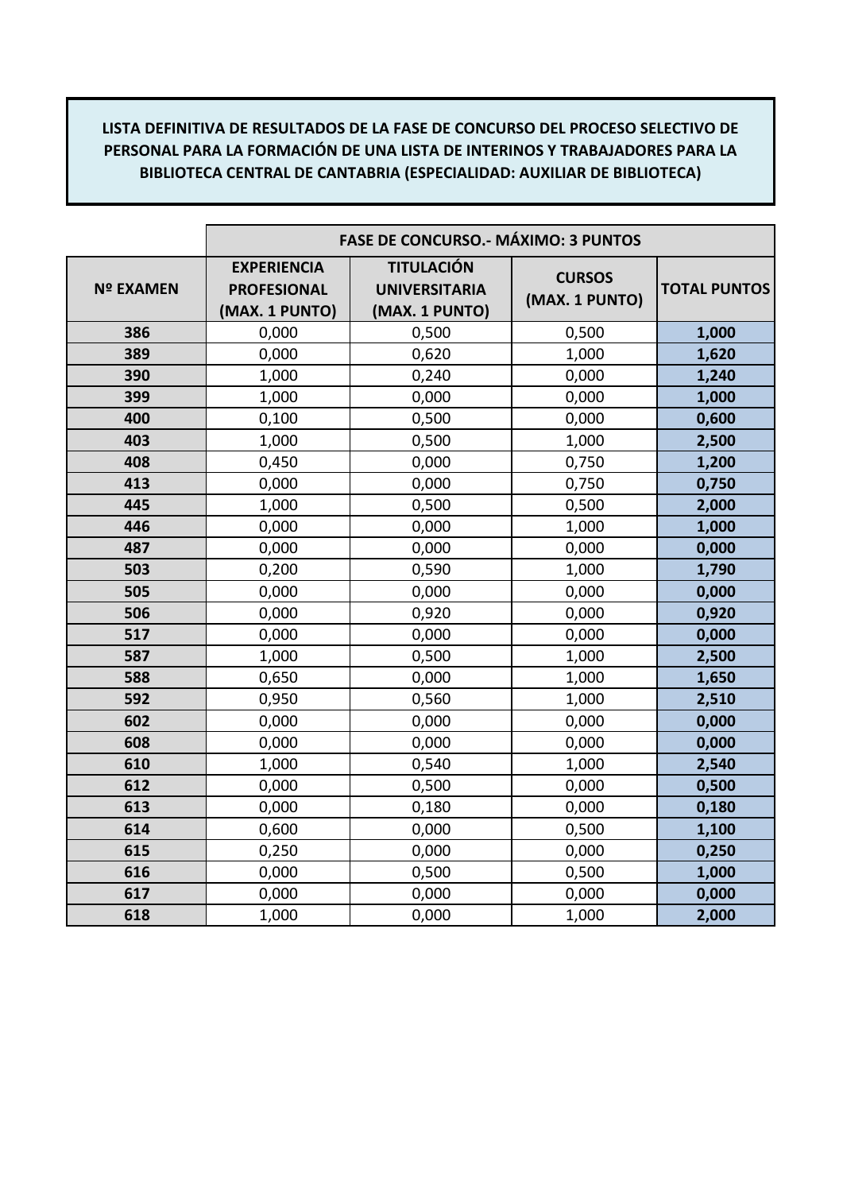**LISTA DEFINITIVA DE RESULTADOS DE LA FASE DE CONCURSO DEL PROCESO SELECTIVO DE PERSONAL PARA LA FORMACIÓN DE UNA LISTA DE INTERINOS Y TRABAJADORES PARA LA BIBLIOTECA CENTRAL DE CANTABRIA (ESPECIALIDAD: AUXILIAR DE BIBLIOTECA)**

| | FASE DE CONCURSO.- MÁXIMO: 3 PUNTOS | | | |
|---|---|---|---|---|
| **Nº EXAMEN** | **EXPERIENCIA PROFESIONAL (MAX. 1 PUNTO)** | **TITULACIÓN UNIVERSITARIA (MAX. 1 PUNTO)** | **CURSOS (MAX. 1 PUNTO)** | **TOTAL PUNTOS** |
| **386** | 0,000 | 0,500 | 0,500 | **1,000** |
| **389** | 0,000 | 0,620 | 1,000 | **1,620** |
| **390** | 1,000 | 0,240 | 0,000 | **1,240** |
| **399** | 1,000 | 0,000 | 0,000 | **1,000** |
| **400** | 0,100 | 0,500 | 0,000 | **0,600** |
| **403** | 1,000 | 0,500 | 1,000 | **2,500** |
| **408** | 0,450 | 0,000 | 0,750 | **1,200** |
| **413** | 0,000 | 0,000 | 0,750 | **0,750** |
| **445** | 1,000 | 0,500 | 0,500 | **2,000** |
| **446** | 0,000 | 0,000 | 1,000 | **1,000** |
| **487** | 0,000 | 0,000 | 0,000 | **0,000** |
| **503** | 0,200 | 0,590 | 1,000 | **1,790** |
| **505** | 0,000 | 0,000 | 0,000 | **0,000** |
| **506** | 0,000 | 0,920 | 0,000 | **0,920** |
| **517** | 0,000 | 0,000 | 0,000 | **0,000** |
| **587** | 1,000 | 0,500 | 1,000 | **2,500** |
| **588** | 0,650 | 0,000 | 1,000 | **1,650** |
| **592** | 0,950 | 0,560 | 1,000 | **2,510** |
| **602** | 0,000 | 0,000 | 0,000 | **0,000** |
| **608** | 0,000 | 0,000 | 0,000 | **0,000** |
| **610** | 1,000 | 0,540 | 1,000 | **2,540** |
| **612** | 0,000 | 0,500 | 0,000 | **0,500** |
| **613** | 0,000 | 0,180 | 0,000 | **0,180** |
| **614** | 0,600 | 0,000 | 0,500 | **1,100** |
| **615** | 0,250 | 0,000 | 0,000 | **0,250** |
| **616** | 0,000 | 0,500 | 0,500 | **1,000** |
| **617** | 0,000 | 0,000 | 0,000 | **0,000** |
| **618** | 1,000 | 0,000 | 1,000 | **2,000** |